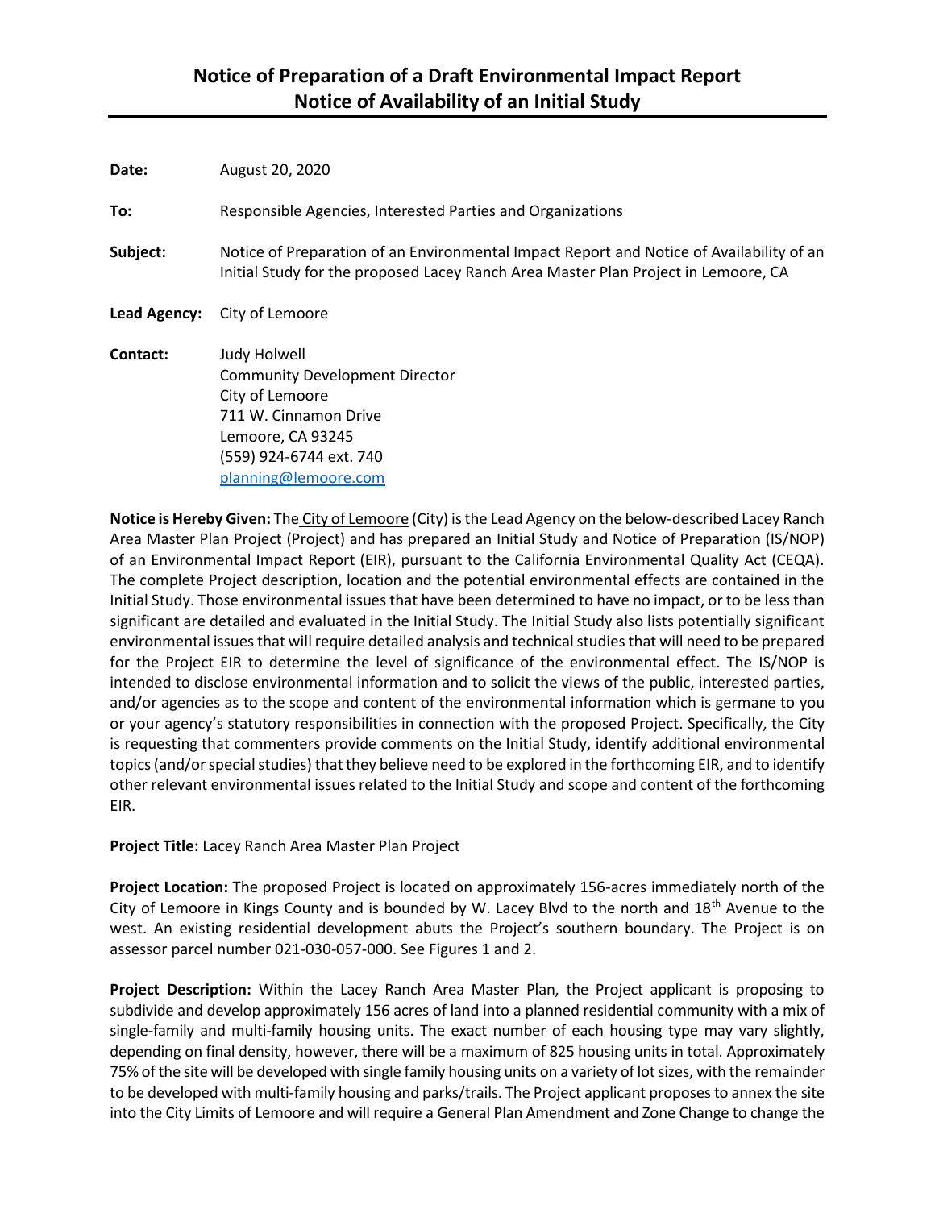# Notice of Preparation of a Draft Environmental Impact Report
# Notice of Availability of an Initial Study

**Date:** August 20, 2020

**To:** Responsible Agencies, Interested Parties and Organizations

**Subject:** Notice of Preparation of an Environmental Impact Report and Notice of Availability of an Initial Study for the proposed Lacey Ranch Area Master Plan Project in Lemoore, CA

**Lead Agency:** City of Lemoore

**Contact:** Judy Holwell
Community Development Director
City of Lemoore
711 W. Cinnamon Drive
Lemoore, CA 93245
(559) 924-6744 ext. 740
planning@lemoore.com

**Notice is Hereby Given:** The City of Lemoore (City) is the Lead Agency on the below-described Lacey Ranch Area Master Plan Project (Project) and has prepared an Initial Study and Notice of Preparation (IS/NOP) of an Environmental Impact Report (EIR), pursuant to the California Environmental Quality Act (CEQA). The complete Project description, location and the potential environmental effects are contained in the Initial Study. Those environmental issues that have been determined to have no impact, or to be less than significant are detailed and evaluated in the Initial Study. The Initial Study also lists potentially significant environmental issues that will require detailed analysis and technical studies that will need to be prepared for the Project EIR to determine the level of significance of the environmental effect. The IS/NOP is intended to disclose environmental information and to solicit the views of the public, interested parties, and/or agencies as to the scope and content of the environmental information which is germane to you or your agency's statutory responsibilities in connection with the proposed Project. Specifically, the City is requesting that commenters provide comments on the Initial Study, identify additional environmental topics (and/or special studies) that they believe need to be explored in the forthcoming EIR, and to identify other relevant environmental issues related to the Initial Study and scope and content of the forthcoming EIR.

**Project Title:** Lacey Ranch Area Master Plan Project

**Project Location:** The proposed Project is located on approximately 156-acres immediately north of the City of Lemoore in Kings County and is bounded by W. Lacey Blvd to the north and 18th Avenue to the west. An existing residential development abuts the Project's southern boundary. The Project is on assessor parcel number 021-030-057-000. See Figures 1 and 2.

**Project Description:** Within the Lacey Ranch Area Master Plan, the Project applicant is proposing to subdivide and develop approximately 156 acres of land into a planned residential community with a mix of single-family and multi-family housing units. The exact number of each housing type may vary slightly, depending on final density, however, there will be a maximum of 825 housing units in total. Approximately 75% of the site will be developed with single family housing units on a variety of lot sizes, with the remainder to be developed with multi-family housing and parks/trails. The Project applicant proposes to annex the site into the City Limits of Lemoore and will require a General Plan Amendment and Zone Change to change the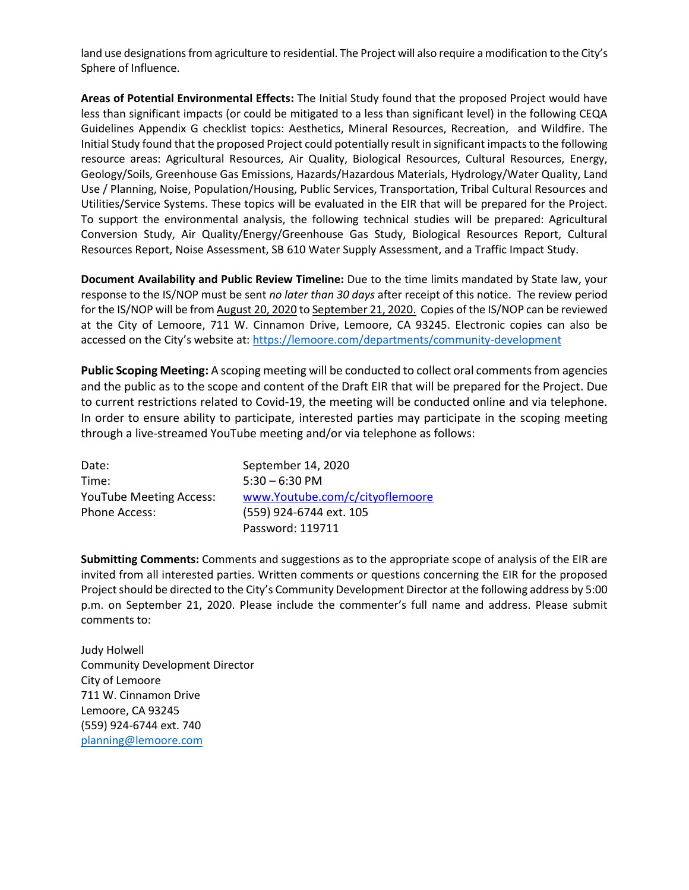land use designations from agriculture to residential. The Project will also require a modification to the City's Sphere of Influence.

**Areas of Potential Environmental Effects:** The Initial Study found that the proposed Project would have less than significant impacts (or could be mitigated to a less than significant level) in the following CEQA Guidelines Appendix G checklist topics: Aesthetics, Mineral Resources, Recreation, and Wildfire. The Initial Study found that the proposed Project could potentially result in significant impacts to the following resource areas: Agricultural Resources, Air Quality, Biological Resources, Cultural Resources, Energy, Geology/Soils, Greenhouse Gas Emissions, Hazards/Hazardous Materials, Hydrology/Water Quality, Land Use / Planning, Noise, Population/Housing, Public Services, Transportation, Tribal Cultural Resources and Utilities/Service Systems. These topics will be evaluated in the EIR that will be prepared for the Project. To support the environmental analysis, the following technical studies will be prepared: Agricultural Conversion Study, Air Quality/Energy/Greenhouse Gas Study, Biological Resources Report, Cultural Resources Report, Noise Assessment, SB 610 Water Supply Assessment, and a Traffic Impact Study.

**Document Availability and Public Review Timeline:** Due to the time limits mandated by State law, your response to the IS/NOP must be sent *no later than 30 days* after receipt of this notice. The review period for the IS/NOP will be from August 20, 2020 to September 21, 2020. Copies of the IS/NOP can be reviewed at the City of Lemoore, 711 W. Cinnamon Drive, Lemoore, CA 93245. Electronic copies can also be accessed on the City's website at: https://lemoore.com/departments/community-development

**Public Scoping Meeting:** A scoping meeting will be conducted to collect oral comments from agencies and the public as to the scope and content of the Draft EIR that will be prepared for the Project. Due to current restrictions related to Covid-19, the meeting will be conducted online and via telephone. In order to ensure ability to participate, interested parties may participate in the scoping meeting through a live-streamed YouTube meeting and/or via telephone as follows:

| | |
|---|---|
| Date: | September 14, 2020 |
| Time: | 5:30 – 6:30 PM |
| YouTube Meeting Access: | www.Youtube.com/c/cityoflemoore |
| Phone Access: | (559) 924-6744 ext. 105<br>Password: 119711 |

**Submitting Comments:** Comments and suggestions as to the appropriate scope of analysis of the EIR are invited from all interested parties. Written comments or questions concerning the EIR for the proposed Project should be directed to the City's Community Development Director at the following address by 5:00 p.m. on September 21, 2020. Please include the commenter's full name and address. Please submit comments to:

Judy Holwell
Community Development Director
City of Lemoore
711 W. Cinnamon Drive
Lemoore, CA 93245
(559) 924-6744 ext. 740
planning@lemoore.com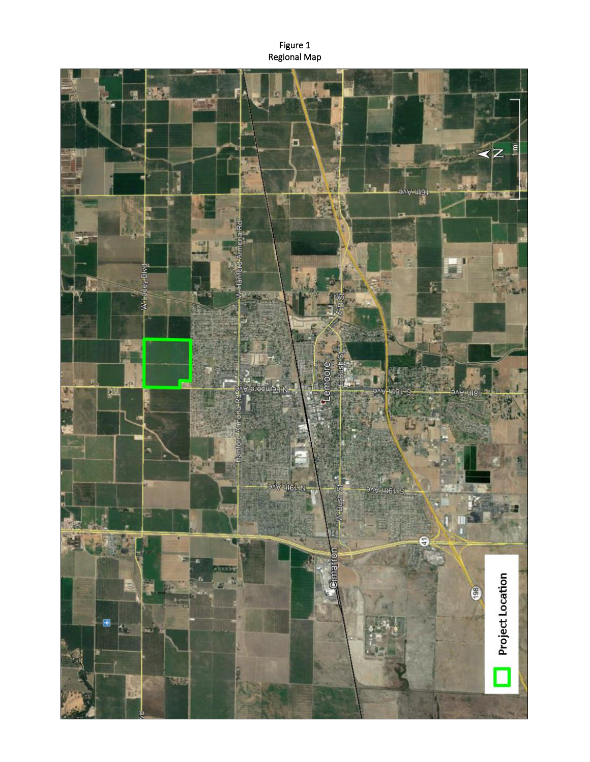Figure 1
Regional Map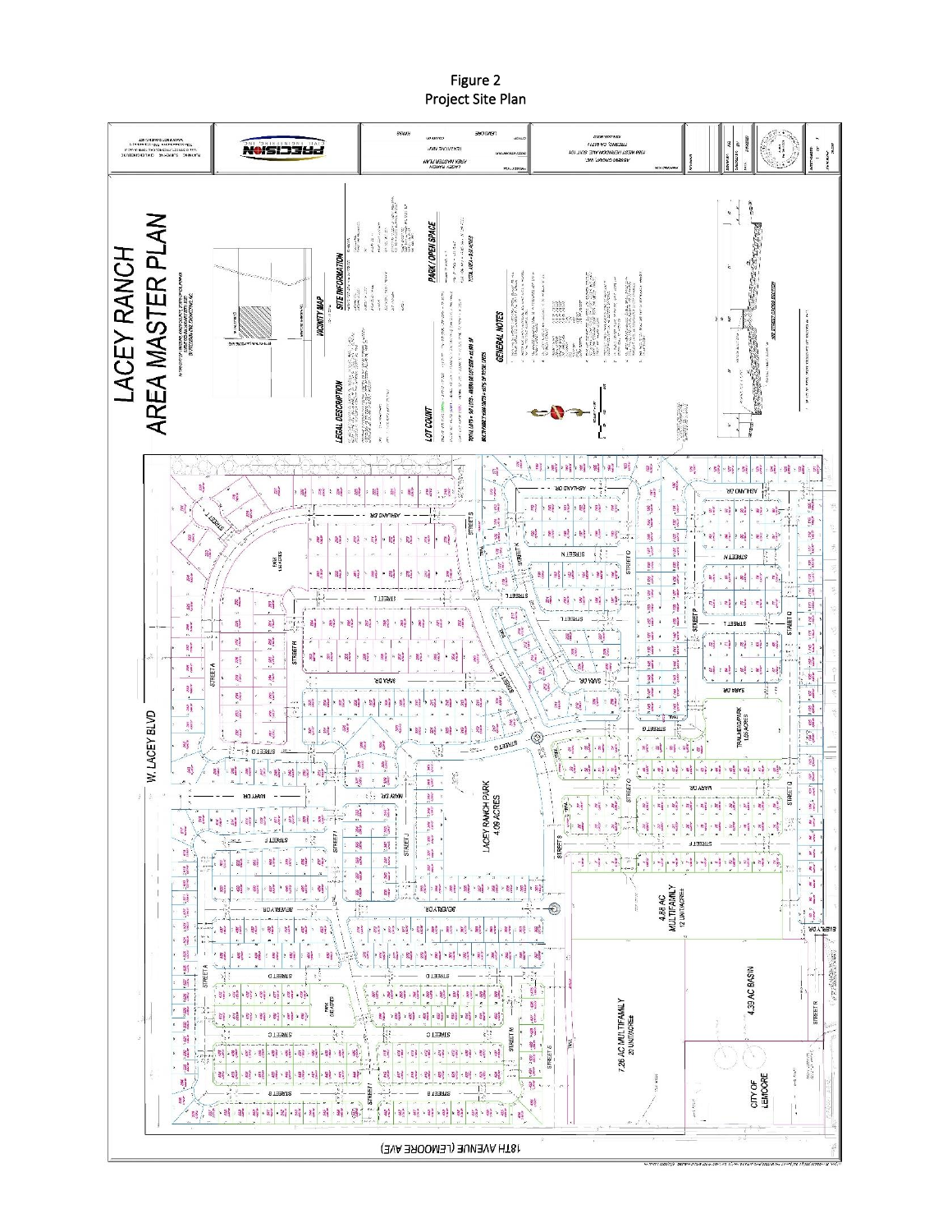Figure 2
Project Site Plan

LACEY RANCH
AREA MASTER PLAN

VICINITY MAP

SITE INFORMATION

LEGAL DESCRIPTION

LOT COUNT

PARK / OPEN SPACE

GENERAL NOTES

W. LACEY BLVD

18TH AVENUE (LEMOORE AVE)

LACEY RANCH PARK
4.09 ACRES

4.88 AC
MULTIFAMILY
12 UNITS/ACRE±

7.26 AC MULTIFAMILY
20 UNITS/ACRE±

4.39 AC BASIN

CITY OF
LEMOORE

TRAILHEAD PARK
1.26 ACRES

ASHLAND DR

SARA DR

MARY DR

BEVERLY DR

STREET A

STREET B

STREET C

STREET D

STREET E

STREET F

STREET G

STREET H

STREET I

STREET J

STREET K

STREET L

STREET M

STREET N

STREET O

STREET P

STREET Q

STREET R

STREET S

STREET T